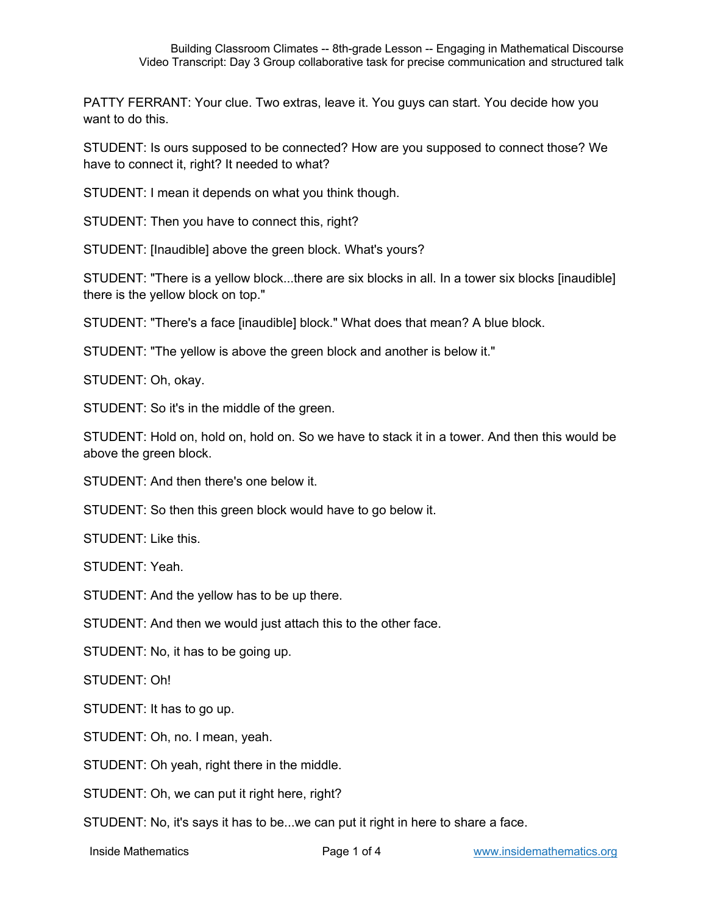PATTY FERRANT: Your clue. Two extras, leave it. You guys can start. You decide how you want to do this.

STUDENT: Is ours supposed to be connected? How are you supposed to connect those? We have to connect it, right? It needed to what?

STUDENT: I mean it depends on what you think though.

STUDENT: Then you have to connect this, right?

STUDENT: [Inaudible] above the green block. What's yours?

STUDENT: "There is a yellow block...there are six blocks in all. In a tower six blocks [inaudible] there is the yellow block on top."

STUDENT: "There's a face [inaudible] block." What does that mean? A blue block.

STUDENT: "The yellow is above the green block and another is below it."

STUDENT: Oh, okay.

STUDENT: So it's in the middle of the green.

STUDENT: Hold on, hold on, hold on. So we have to stack it in a tower. And then this would be above the green block.

STUDENT: And then there's one below it.

STUDENT: So then this green block would have to go below it.

STUDENT: Like this.

STUDENT: Yeah.

STUDENT: And the yellow has to be up there.

STUDENT: And then we would just attach this to the other face.

STUDENT: No, it has to be going up.

STUDENT: Oh!

STUDENT: It has to go up.

STUDENT: Oh, no. I mean, yeah.

STUDENT: Oh yeah, right there in the middle.

STUDENT: Oh, we can put it right here, right?

STUDENT: No, it's says it has to be...we can put it right in here to share a face.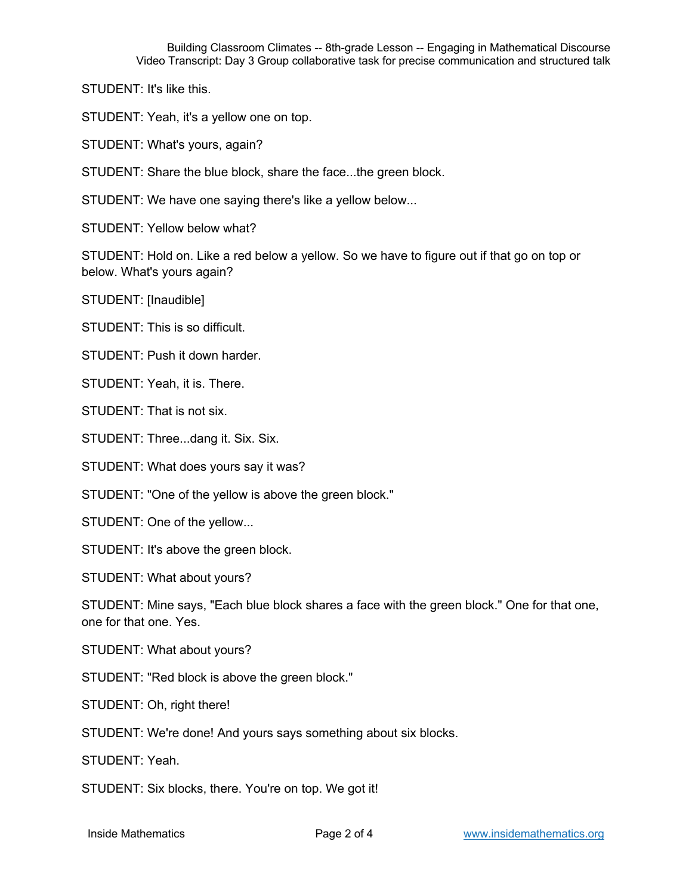STUDENT: It's like this.

STUDENT: Yeah, it's a yellow one on top.

STUDENT: What's yours, again?

STUDENT: Share the blue block, share the face...the green block.

STUDENT: We have one saying there's like a yellow below...

STUDENT: Yellow below what?

STUDENT: Hold on. Like a red below a yellow. So we have to figure out if that go on top or below. What's yours again?

STUDENT: [Inaudible]

STUDENT: This is so difficult.

STUDENT: Push it down harder.

STUDENT: Yeah, it is. There.

STUDENT: That is not six.

STUDENT: Three...dang it. Six. Six.

STUDENT: What does yours say it was?

STUDENT: "One of the yellow is above the green block."

STUDENT: One of the yellow...

STUDENT: It's above the green block.

STUDENT: What about yours?

STUDENT: Mine says, "Each blue block shares a face with the green block." One for that one, one for that one. Yes.

STUDENT: What about yours?

STUDENT: "Red block is above the green block."

STUDENT: Oh, right there!

STUDENT: We're done! And yours says something about six blocks.

STUDENT: Yeah.

STUDENT: Six blocks, there. You're on top. We got it!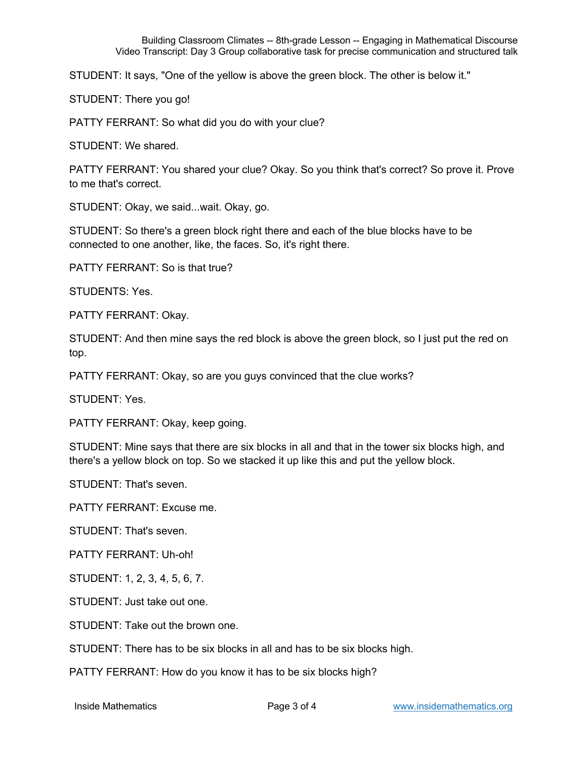STUDENT: It says, "One of the yellow is above the green block. The other is below it."

STUDENT: There you go!

PATTY FERRANT: So what did you do with your clue?

STUDENT: We shared.

PATTY FERRANT: You shared your clue? Okay. So you think that's correct? So prove it. Prove to me that's correct.

STUDENT: Okay, we said...wait. Okay, go.

STUDENT: So there's a green block right there and each of the blue blocks have to be connected to one another, like, the faces. So, it's right there.

PATTY FERRANT: So is that true?

STUDENTS: Yes.

PATTY FERRANT: Okay.

STUDENT: And then mine says the red block is above the green block, so I just put the red on top.

PATTY FERRANT: Okay, so are you guys convinced that the clue works?

STUDENT: Yes.

PATTY FERRANT: Okay, keep going.

STUDENT: Mine says that there are six blocks in all and that in the tower six blocks high, and there's a yellow block on top. So we stacked it up like this and put the yellow block.

STUDENT: That's seven.

PATTY FERRANT: Excuse me.

STUDENT: That's seven.

PATTY FERRANT: Uh-oh!

STUDENT: 1, 2, 3, 4, 5, 6, 7.

STUDENT: Just take out one.

STUDENT: Take out the brown one.

STUDENT: There has to be six blocks in all and has to be six blocks high.

PATTY FERRANT: How do you know it has to be six blocks high?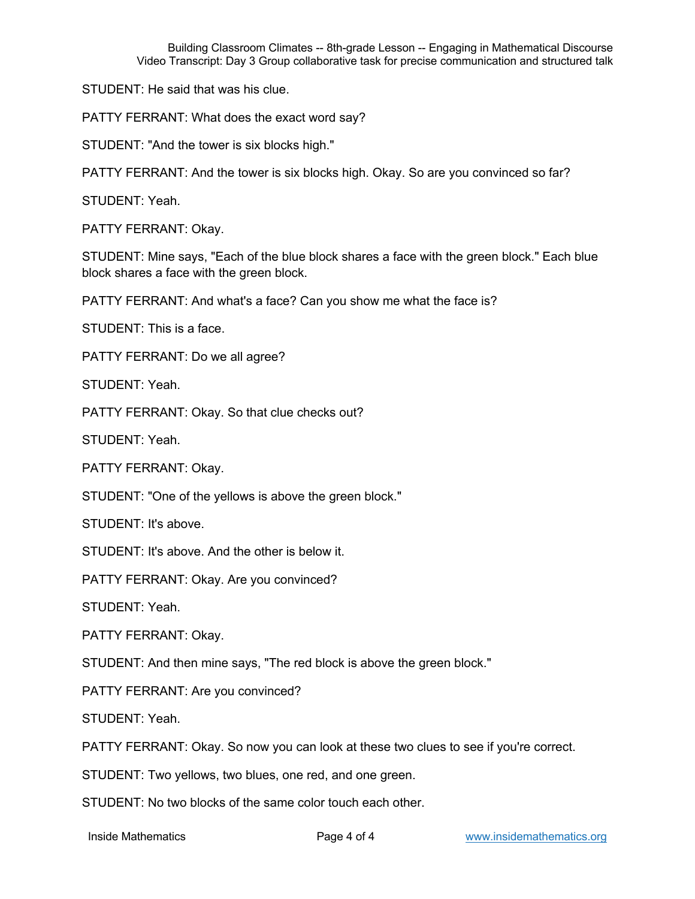STUDENT: He said that was his clue.

PATTY FERRANT: What does the exact word say?

STUDENT: "And the tower is six blocks high."

PATTY FERRANT: And the tower is six blocks high. Okay. So are you convinced so far?

STUDENT: Yeah.

PATTY FERRANT: Okay.

STUDENT: Mine says, "Each of the blue block shares a face with the green block." Each blue block shares a face with the green block.

PATTY FERRANT: And what's a face? Can you show me what the face is?

STUDENT: This is a face.

PATTY FERRANT: Do we all agree?

STUDENT: Yeah.

PATTY FERRANT: Okay. So that clue checks out?

STUDENT: Yeah.

PATTY FERRANT: Okay.

STUDENT: "One of the yellows is above the green block."

STUDENT: It's above.

STUDENT: It's above. And the other is below it.

PATTY FERRANT: Okay. Are you convinced?

STUDENT: Yeah.

PATTY FERRANT: Okay.

STUDENT: And then mine says, "The red block is above the green block."

PATTY FERRANT: Are you convinced?

STUDENT: Yeah.

PATTY FERRANT: Okay. So now you can look at these two clues to see if you're correct.

STUDENT: Two yellows, two blues, one red, and one green.

STUDENT: No two blocks of the same color touch each other.